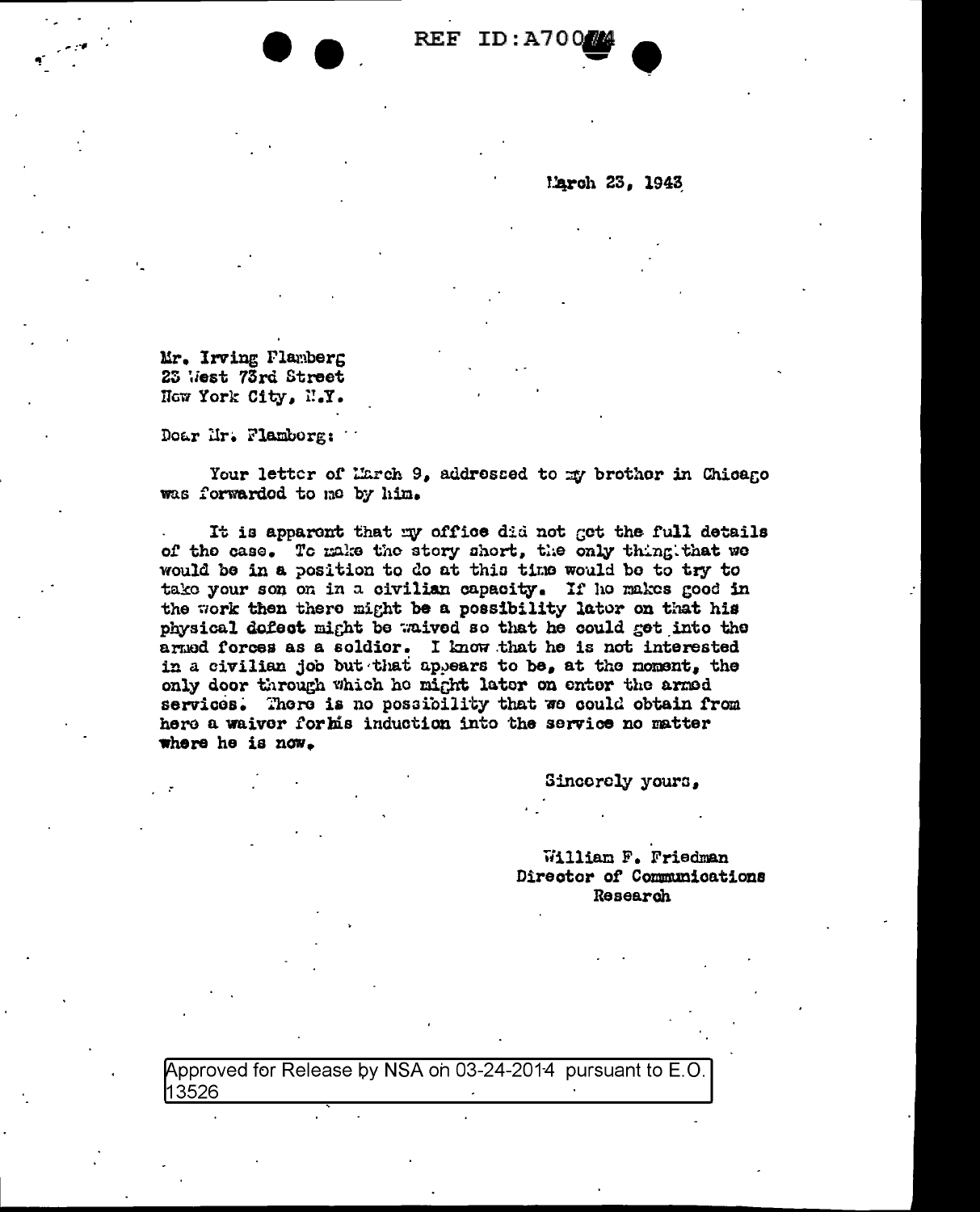REF ID:A70044

March 23, 1943

Mr. Irving Flamberg
23 West 73rd Street
New York City, N.Y.

Dear Mr. Flamberg:

Your letter of March 9, addressed to my brother in Chicago was forwarded to me by him.

It is apparent that my office did not get the full details of the case. To make the story short, the only thing that we would be in a position to do at this time would be to try to take your son on in a civilian capacity. If he makes good in the work then there might be a possibility later on that his physical defect might be waived so that he could get into the armed forces as a soldier. I know that he is not interested in a civilian job but that appears to be, at the moment, the only door through which he might later on enter the armed services. There is no possibility that we could obtain from here a waiver for his induction into the service no matter where he is now.

Sincerely yours,

William F. Friedman
Director of Communications
Research

Approved for Release by NSA on 03-24-2014 pursuant to E.O. 13526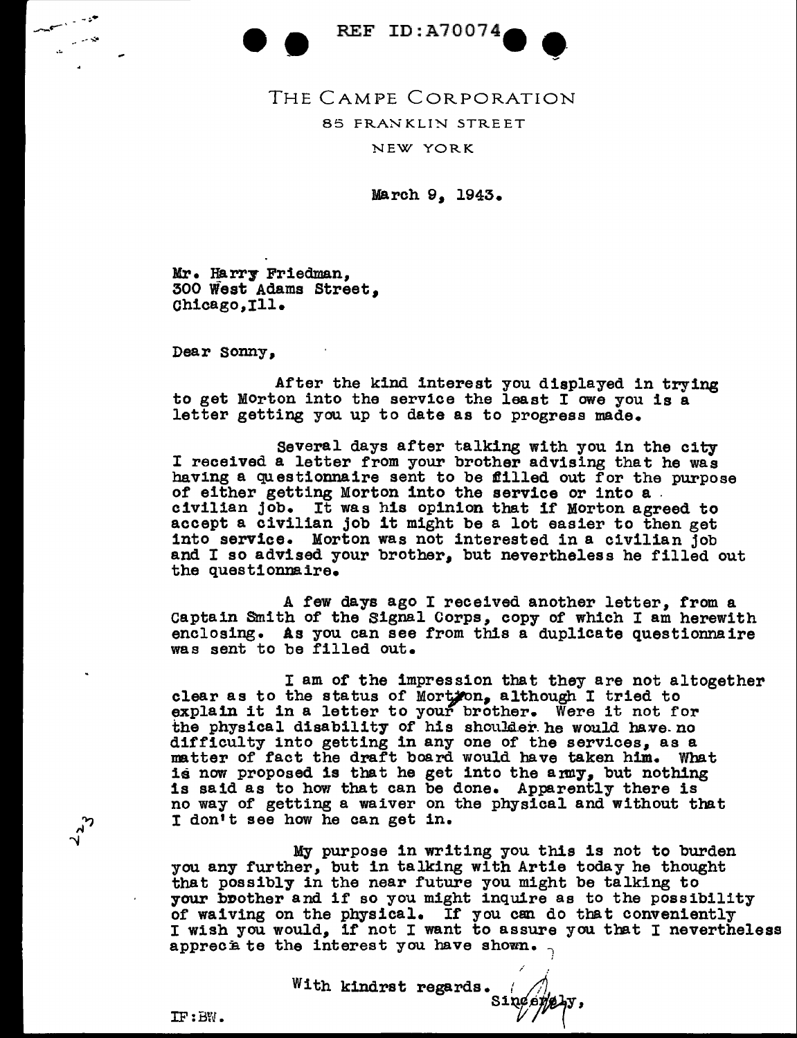REF ID:A70074

THE CAMPE CORPORATION
85 FRANKLIN STREET
NEW YORK

March 9, 1943.

Mr. Harry Friedman,
300 West Adams Street,
Chicago,Ill.

Dear Sonny,

After the kind interest you displayed in trying to get Morton into the service the least I owe you is a letter getting you up to date as to progress made.

Several days after talking with you in the city I received a letter from your brother advising that he was having a questionnaire sent to be filled out for the purpose of either getting Morton into the service or into a civilian job. It was his opinion that if Morton agreed to accept a civilian job it might be a lot easier to then get into service. Morton was not interested in a civilian job and I so advised your brother, but nevertheless he filled out the questionnaire.

A few days ago I received another letter, from a Captain Smith of the Signal Corps, copy of which I am herewith enclosing. As you can see from this a duplicate questionnaire was sent to be filled out.

I am of the impression that they are not altogether clear as to the status of Morton, although I tried to explain it in a letter to your brother. Were it not for the physical disability of his shoulder he would have no difficulty into getting in any one of the services, as a matter of fact the draft board would have taken him. What is now proposed is that he get into the army, but nothing is said as to how that can be done. Apparently there is no way of getting a waiver on the physical and without that I don't see how he can get in.

My purpose in writing you this is not to burden you any further, but in talking with Artie today he thought that possibly in the near future you might be talking to your brother and if so you might inquire as to the possibility of waiving on the physical. If you can do that conveniently I wish you would, if not I want to assure you that I nevertheless appreciate the interest you have shown.

With kindrst regards.

Sincerely,

IF:BW.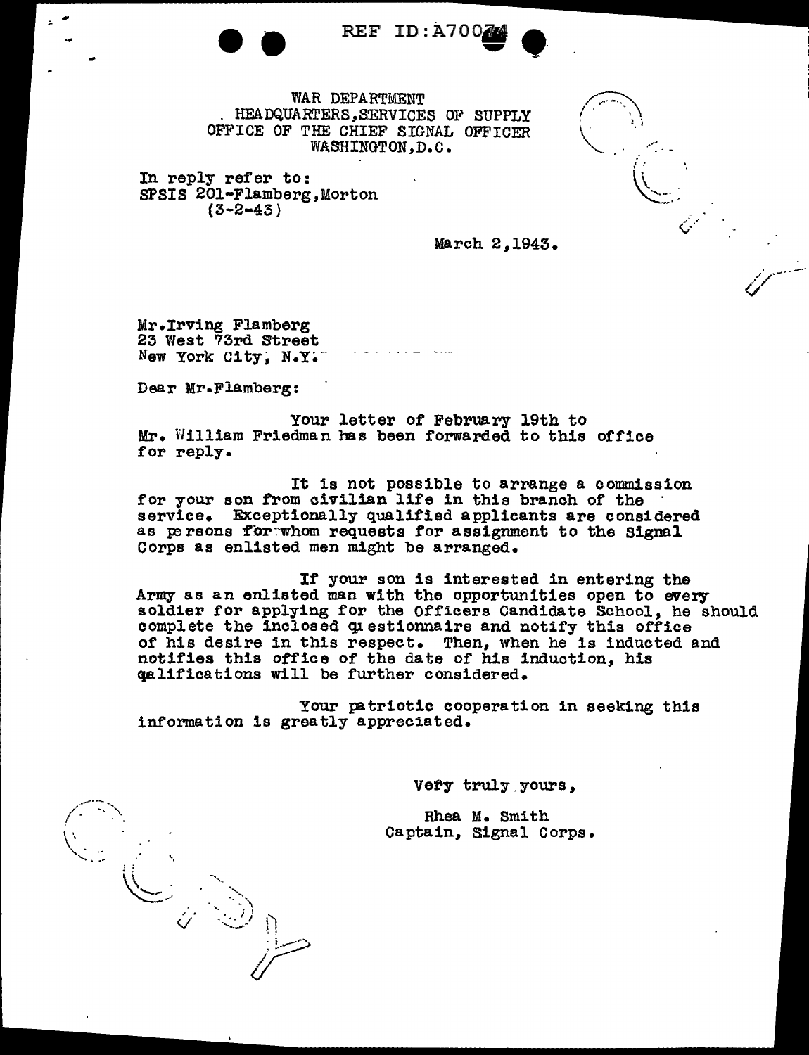WAR DEPARTMENT
HEADQUARTERS,SERVICES OF SUPPLY
OFFICE OF THE CHIEF SIGNAL OFFICER
WASHINGTON,D.C.

In reply refer to:
SPSIS 201-Flamberg,Morton
(3-2-43)

March 2,1943.

Mr.Irving Flamberg
23 West 73rd Street
New York City, N.Y.

Dear Mr.Flamberg:

Your letter of February 19th to Mr. William Friedman has been forwarded to this office for reply.

It is not possible to arrange a commission for your son from civilian life in this branch of the service. Exceptionally qualified applicants are considered as persons for whom requests for assignment to the Signal Corps as enlisted men might be arranged.

If your son is interested in entering the Army as an enlisted man with the opportunities open to every soldier for applying for the Officers Candidate School, he should complete the inclosed questionnaire and notify this office of his desire in this respect. Then, when he is inducted and notifies this office of the date of his induction, his qualifications will be further considered.

Your patriotic cooperation in seeking this information is greatly appreciated.

Very truly yours,

Rhea M. Smith
Captain, Signal Corps.

COPY